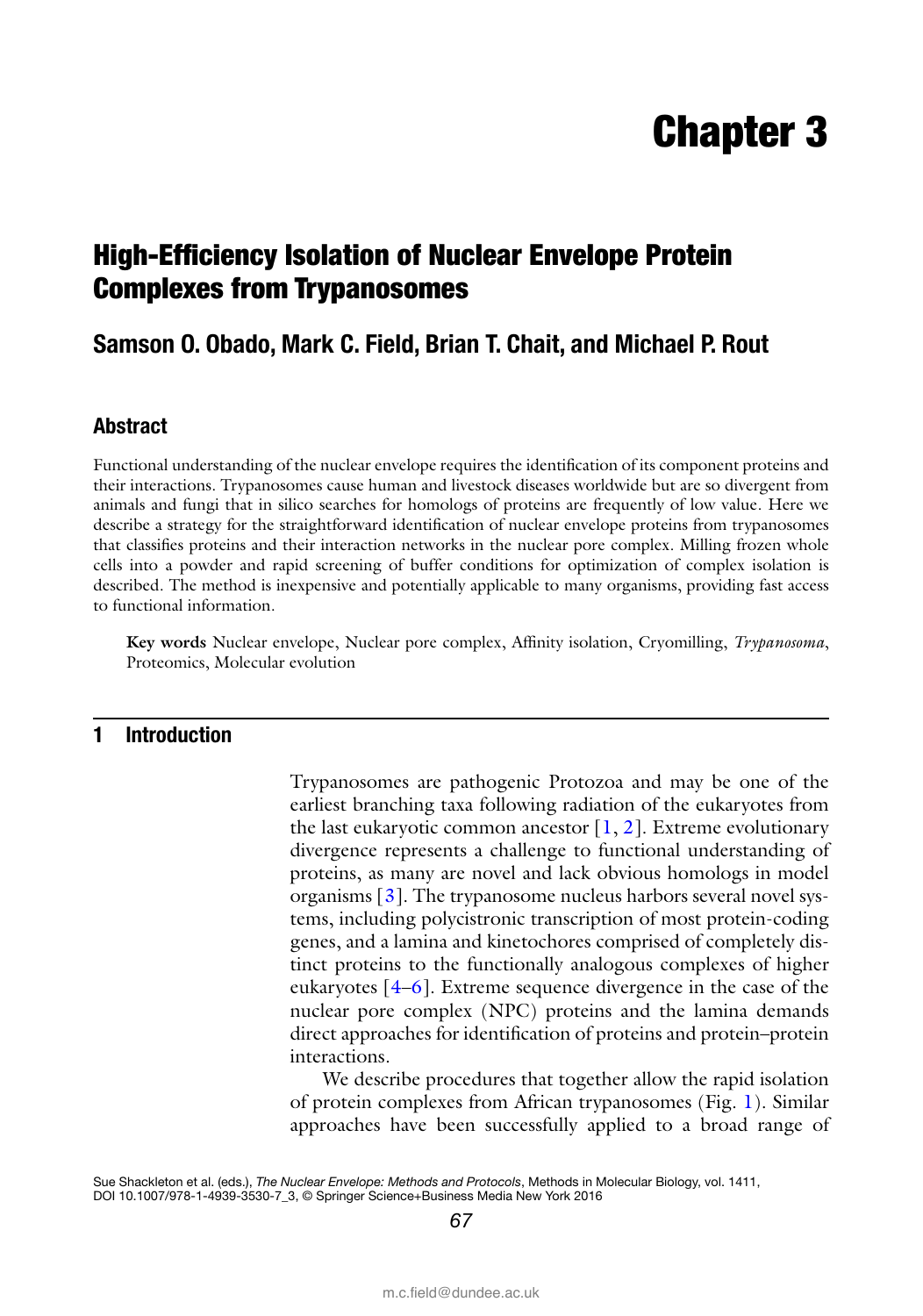# Chapter 3

## High-Efficiency Isolation of Nuclear Envelope Protein Complexes from Trypanosomes

### Samson O. Obado, Mark C. Field, Brian T. Chait, and Michael P. Rout

### Abstract

Functional understanding of the nuclear envelope requires the identification of its component proteins and their interactions. Trypanosomes cause human and livestock diseases worldwide but are so divergent from animals and fungi that in silico searches for homologs of proteins are frequently of low value. Here we describe a strategy for the straightforward identification of nuclear envelope proteins from trypanosomes that classifies proteins and their interaction networks in the nuclear pore complex. Milling frozen whole cells into a powder and rapid screening of buffer conditions for optimization of complex isolation is described. The method is inexpensive and potentially applicable to many organisms, providing fast access to functional information.

**Key words** Nuclear envelope, Nuclear pore complex, Affinity isolation, Cryomilling, *Trypanosoma*, Proteomics, Molecular evolution

## 1 Introduction

Trypanosomes are pathogenic Protozoa and may be one of the earliest branching taxa following radiation of the eukaryotes from the last eukaryotic common ancestor [1, 2]. Extreme evolutionary divergence represents a challenge to functional understanding of proteins, as many are novel and lack obvious homologs in model organisms [3]. The trypanosome nucleus harbors several novel systems, including polycistronic transcription of most protein-coding genes, and a lamina and kinetochores comprised of completely distinct proteins to the functionally analogous complexes of higher eukaryotes [4–6]. Extreme sequence divergence in the case of the nuclear pore complex (NPC) proteins and the lamina demands direct approaches for identification of proteins and protein–protein interactions.

We describe procedures that together allow the rapid isolation of protein complexes from African trypanosomes (Fig. 1). Similar approaches have been successfully applied to a broad range of

Sue Shackleton et al. (eds.), *The Nuclear Envelope: Methods and Protocols*, Methods in Molecular Biology, vol. 1411, DOI 10.1007/978-1-4939-3530-7_3, © Springer Science+Business Media New York 2016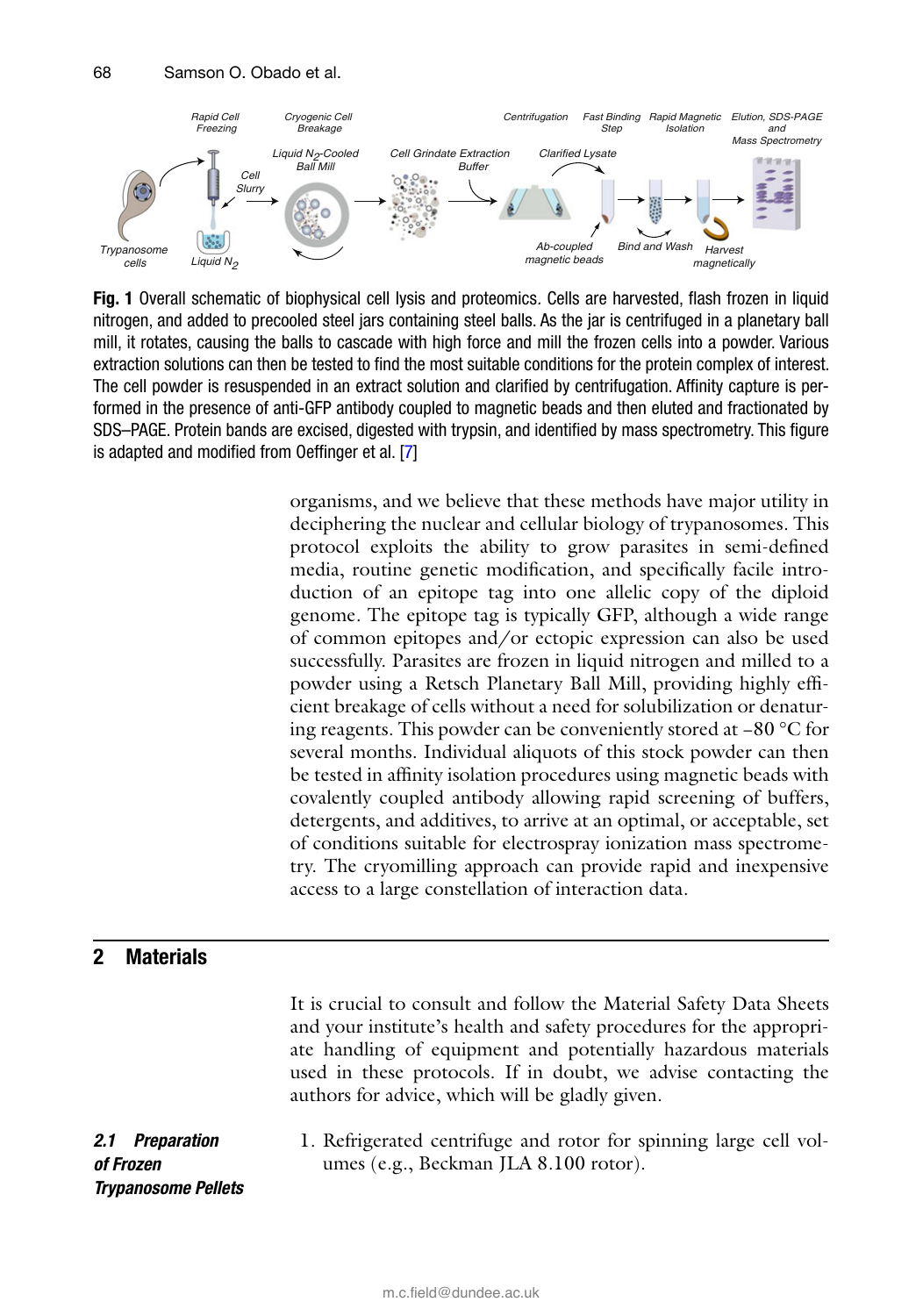**Fig. 1** Overall schematic of biophysical cell lysis and proteomics. Cells are harvested, flash frozen in liquid nitrogen, and added to precooled steel jars containing steel balls. As the jar is centrifuged in a planetary ball mill, it rotates, causing the balls to cascade with high force and mill the frozen cells into a powder. Various extraction solutions can then be tested to find the most suitable conditions for the protein complex of interest. The cell powder is resuspended in an extract solution and clarified by centrifugation. Affinity capture is performed in the presence of anti-GFP antibody coupled to magnetic beads and then eluted and fractionated by SDS–PAGE. Protein bands are excised, digested with trypsin, and identified by mass spectrometry. This figure is adapted and modified from Oeffinger et al. [7]

organisms, and we believe that these methods have major utility in deciphering the nuclear and cellular biology of trypanosomes. This protocol exploits the ability to grow parasites in semi-defined media, routine genetic modification, and specifically facile introduction of an epitope tag into one allelic copy of the diploid genome. The epitope tag is typically GFP, although a wide range of common epitopes and/or ectopic expression can also be used successfully. Parasites are frozen in liquid nitrogen and milled to a powder using a Retsch Planetary Ball Mill, providing highly efficient breakage of cells without a need for solubilization or denaturing reagents. This powder can be conveniently stored at −80 °C for several months. Individual aliquots of this stock powder can then be tested in affinity isolation procedures using magnetic beads with covalently coupled antibody allowing rapid screening of buffers, detergents, and additives, to arrive at an optimal, or acceptable, set of conditions suitable for electrospray ionization mass spectrometry. The cryomilling approach can provide rapid and inexpensive access to a large constellation of interaction data.

## 2 Materials

It is crucial to consult and follow the Material Safety Data Sheets and your institute's health and safety procedures for the appropriate handling of equipment and potentially hazardous materials used in these protocols. If in doubt, we advise contacting the authors for advice, which will be gladly given.

### *2.1 Preparation of Frozen Trypanosome Pellets*

1. Refrigerated centrifuge and rotor for spinning large cell volumes (e.g., Beckman JLA 8.100 rotor).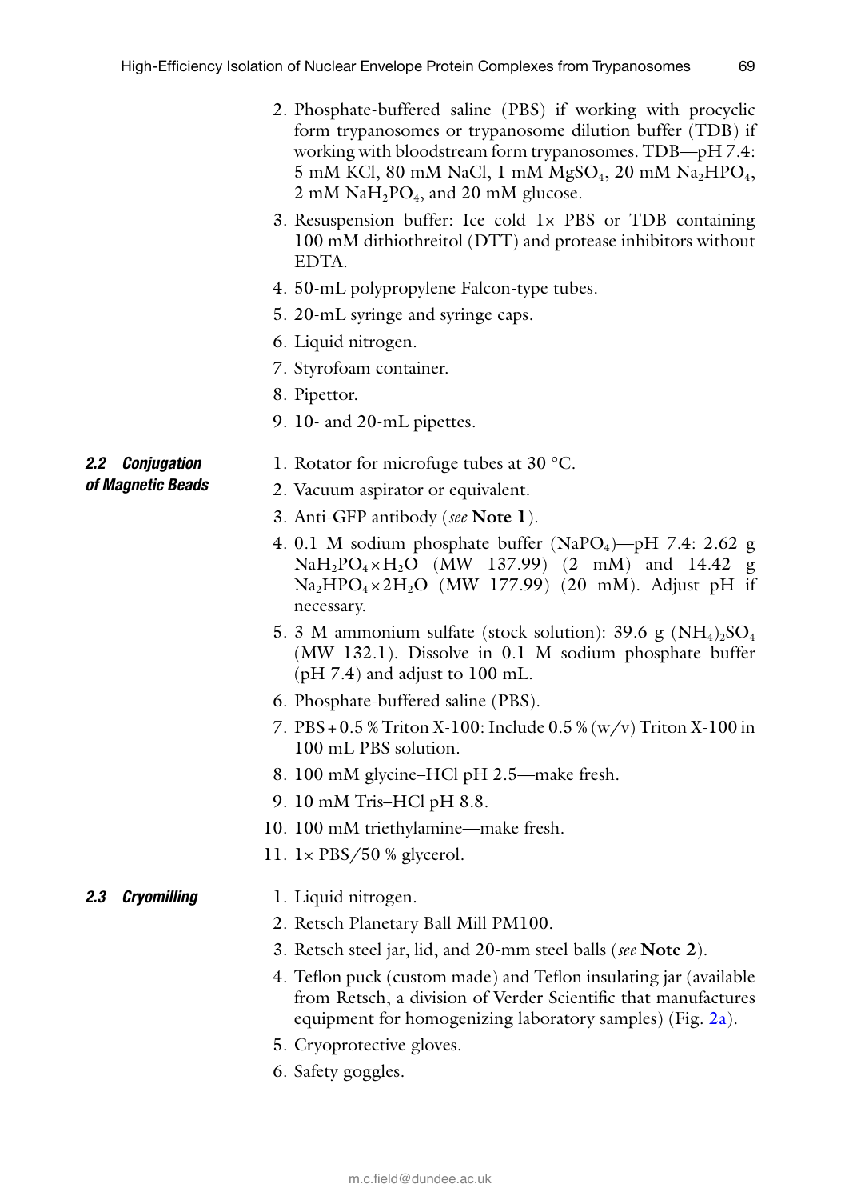2. Phosphate-buffered saline (PBS) if working with procyclic form trypanosomes or trypanosome dilution buffer (TDB) if working with bloodstream form trypanosomes. TDB—pH 7.4: 5 mM KCl, 80 mM NaCl, 1 mM $MgSO_4$, 20 mM $Na_2HPO_4$, 2 mM $NaH_2PO_4$, and 20 mM glucose.
3. Resuspension buffer: Ice cold 1× PBS or TDB containing 100 mM dithiothreitol (DTT) and protease inhibitors without EDTA.
4. 50-mL polypropylene Falcon-type tubes.
5. 20-mL syringe and syringe caps.
6. Liquid nitrogen.
7. Styrofoam container.
8. Pipettor.
9. 10- and 20-mL pipettes.

### 2.2 Conjugation of Magnetic Beads

1. Rotator for microfuge tubes at 30 °C.
2. Vacuum aspirator or equivalent.
3. Anti-GFP antibody (*see* **Note 1**).
4. 0.1 M sodium phosphate buffer ($NaPO_4$)—pH 7.4: 2.62 g $NaH_2PO_4 \times H_2O$ (MW 137.99) (2 mM) and 14.42 g $Na_2HPO_4 \times 2H_2O$ (MW 177.99) (20 mM). Adjust pH if necessary.
5. 3 M ammonium sulfate (stock solution): 39.6 g $(NH_4)_2SO_4$ (MW 132.1). Dissolve in 0.1 M sodium phosphate buffer (pH 7.4) and adjust to 100 mL.
6. Phosphate-buffered saline (PBS).
7. PBS + 0.5 % Triton X-100: Include 0.5 % (w/v) Triton X-100 in 100 mL PBS solution.
8. 100 mM glycine–HCl pH 2.5—make fresh.
9. 10 mM Tris–HCl pH 8.8.
10. 100 mM triethylamine—make fresh.
11. 1× PBS/50 % glycerol.

### 2.3 Cryomilling

1. Liquid nitrogen.
2. Retsch Planetary Ball Mill PM100.
3. Retsch steel jar, lid, and 20-mm steel balls (*see* **Note 2**).
4. Teflon puck (custom made) and Teflon insulating jar (available from Retsch, a division of Verder Scientific that manufactures equipment for homogenizing laboratory samples) (Fig. 2a).
5. Cryoprotective gloves.
6. Safety goggles.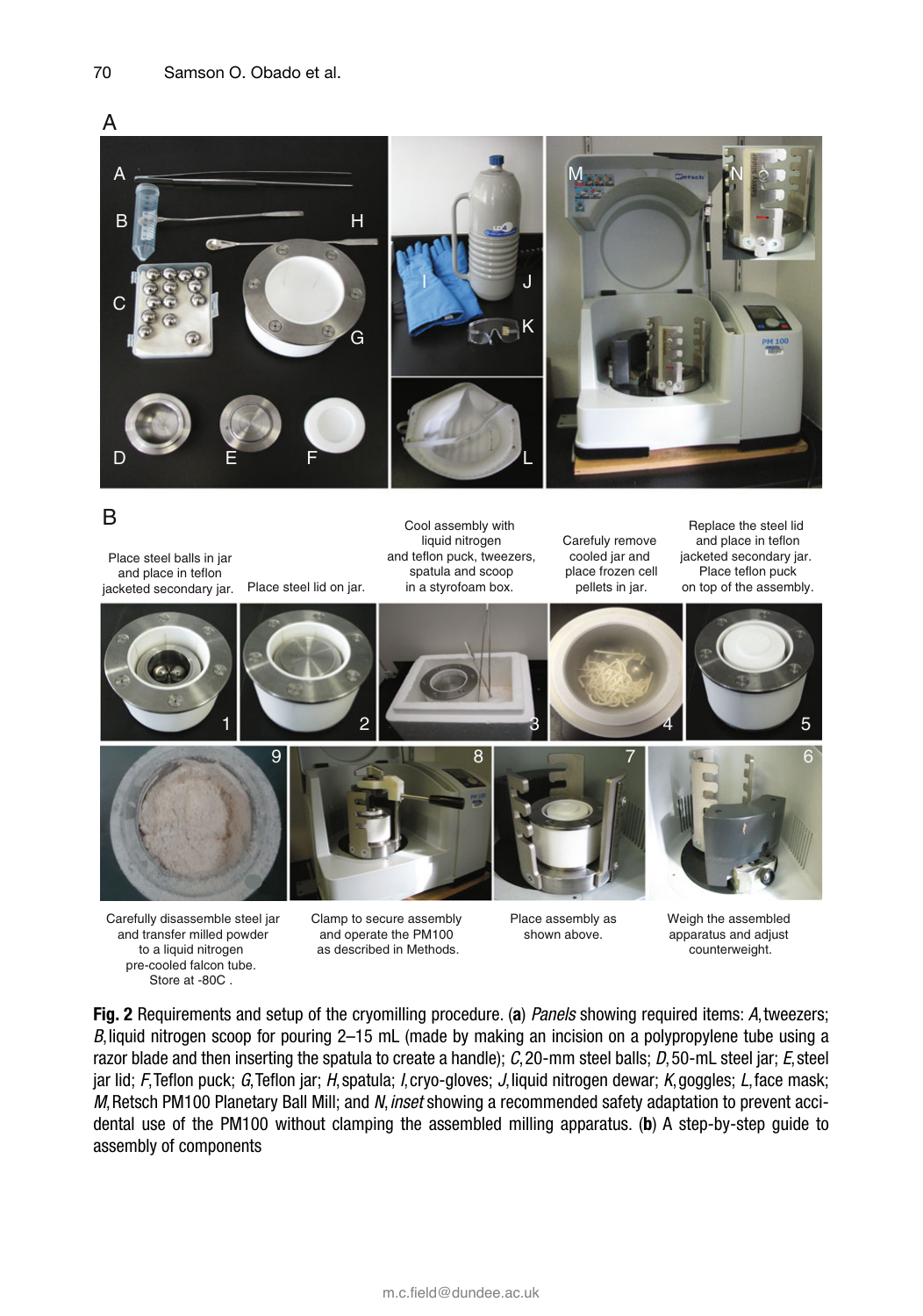**Fig. 2** Requirements and setup of the cryomilling procedure. (**a**) *Panels* showing required items: *A*, tweezers; *B*, liquid nitrogen scoop for pouring 2–15 mL (made by making an incision on a polypropylene tube using a razor blade and then inserting the spatula to create a handle); *C*, 20-mm steel balls; *D*, 50-mL steel jar; *E*, steel jar lid; *F*, Teflon puck; *G*, Teflon jar; *H*, spatula; *I*, cryo-gloves; *J*, liquid nitrogen dewar; *K*, goggles; *L*, face mask; *M*, Retsch PM100 Planetary Ball Mill; and *N*, *inset* showing a recommended safety adaptation to prevent accidental use of the PM100 without clamping the assembled milling apparatus. (**b**) A step-by-step guide to assembly of components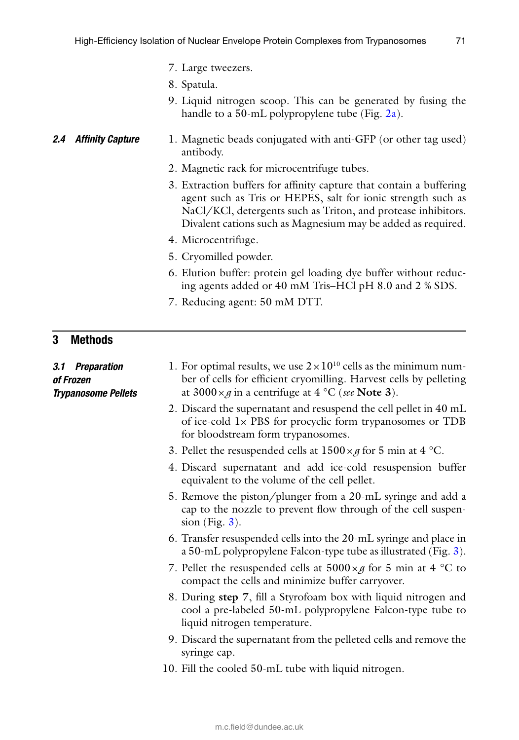7. Large tweezers.
8. Spatula.
9. Liquid nitrogen scoop. This can be generated by fusing the handle to a 50-mL polypropylene tube (Fig. 2a).

### 2.4 Affinity Capture

1. Magnetic beads conjugated with anti-GFP (or other tag used) antibody.
2. Magnetic rack for microcentrifuge tubes.
3. Extraction buffers for affinity capture that contain a buffering agent such as Tris or HEPES, salt for ionic strength such as NaCl/KCl, detergents such as Triton, and protease inhibitors. Divalent cations such as Magnesium may be added as required.
4. Microcentrifuge.
5. Cryomilled powder.
6. Elution buffer: protein gel loading dye buffer without reducing agents added or 40 mM Tris–HCl pH 8.0 and 2 % SDS.
7. Reducing agent: 50 mM DTT.

## 3 Methods

### 3.1 Preparation of Frozen Trypanosome Pellets

1. For optimal results, we use $2 \times 10^{10}$ cells as the minimum number of cells for efficient cryomilling. Harvest cells by pelleting at $3000 \times g$ in a centrifuge at 4 °C (*see* **Note 3**).
2. Discard the supernatant and resuspend the cell pellet in 40 mL of ice-cold 1× PBS for procyclic form trypanosomes or TDB for bloodstream form trypanosomes.
3. Pellet the resuspended cells at $1500 \times g$ for 5 min at 4 °C.
4. Discard supernatant and add ice-cold resuspension buffer equivalent to the volume of the cell pellet.
5. Remove the piston/plunger from a 20-mL syringe and add a cap to the nozzle to prevent flow through of the cell suspension (Fig. 3).
6. Transfer resuspended cells into the 20-mL syringe and place in a 50-mL polypropylene Falcon-type tube as illustrated (Fig. 3).
7. Pellet the resuspended cells at $5000 \times g$ for 5 min at 4 °C to compact the cells and minimize buffer carryover.
8. During **step 7**, fill a Styrofoam box with liquid nitrogen and cool a pre-labeled 50-mL polypropylene Falcon-type tube to liquid nitrogen temperature.
9. Discard the supernatant from the pelleted cells and remove the syringe cap.
10. Fill the cooled 50-mL tube with liquid nitrogen.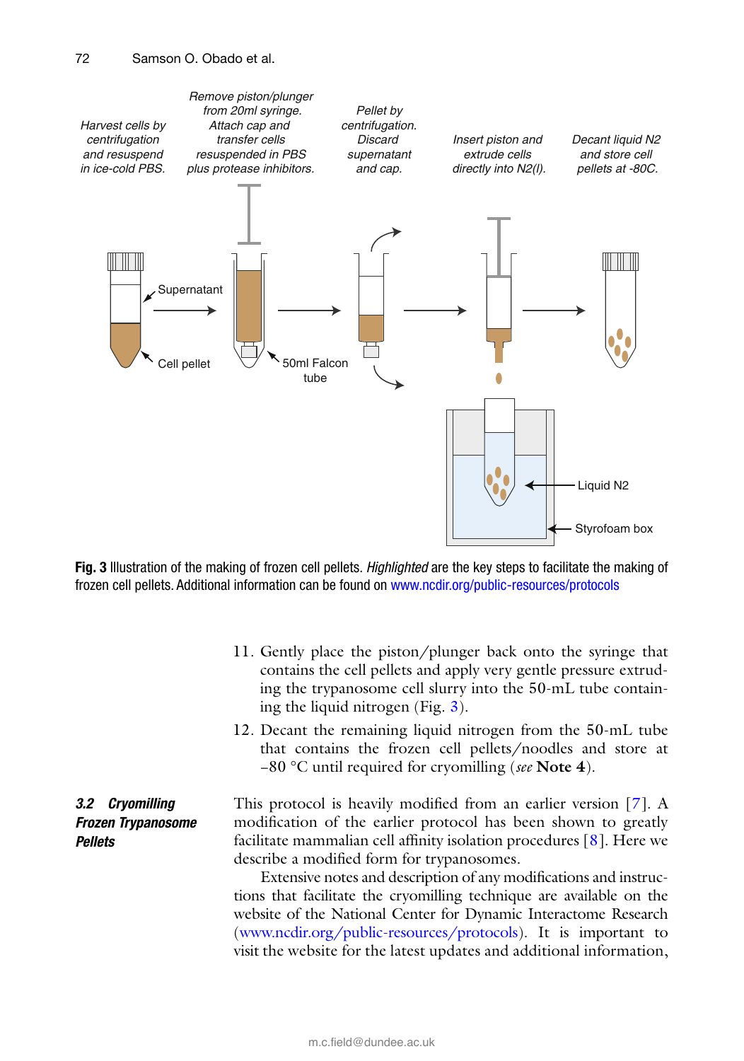Harvest cells by centrifugation and resuspend in ice-cold PBS.

*Remove piston/plunger from 20ml syringe. Attach cap and transfer cells resuspended in PBS plus protease inhibitors.*

*Pellet by centrifugation. Discard supernatant and cap.*

*Insert piston and extrude cells directly into N2(l).*

*Decant liquid N2 and store cell pellets at -80C.*

Supernatant

Cell pellet

50ml Falcon tube

Liquid N2

Styrofoam box

**Fig. 3** Illustration of the making of frozen cell pellets. *Highlighted* are the key steps to facilitate the making of frozen cell pellets. Additional information can be found on www.ncdir.org/public-resources/protocols

11. Gently place the piston/plunger back onto the syringe that contains the cell pellets and apply very gentle pressure extruding the trypanosome cell slurry into the 50-mL tube containing the liquid nitrogen (Fig. 3).
12. Decant the remaining liquid nitrogen from the 50-mL tube that contains the frozen cell pellets/noodles and store at −80 °C until required for cryomilling (*see* **Note 4**).

### 3.2 Cryomilling Frozen Trypanosome Pellets

This protocol is heavily modified from an earlier version [7]. A modification of the earlier protocol has been shown to greatly facilitate mammalian cell affinity isolation procedures [8]. Here we describe a modified form for trypanosomes.

Extensive notes and description of any modifications and instructions that facilitate the cryomilling technique are available on the website of the National Center for Dynamic Interactome Research (www.ncdir.org/public-resources/protocols). It is important to visit the website for the latest updates and additional information,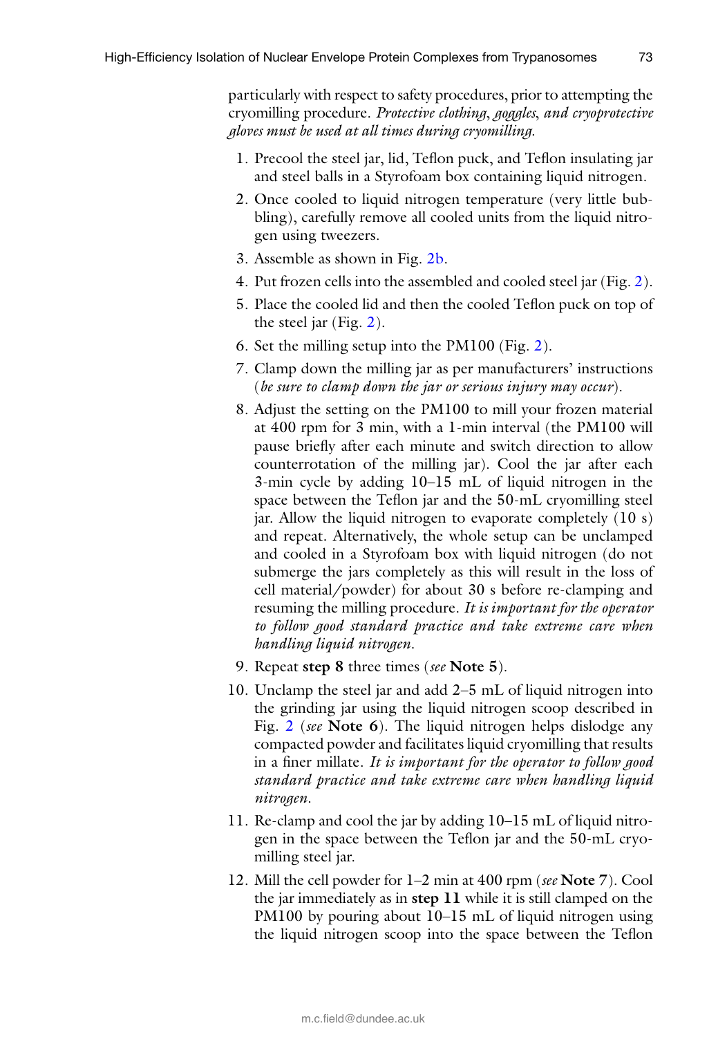particularly with respect to safety procedures, prior to attempting the cryomilling procedure. *Protective clothing, goggles, and cryoprotective gloves must be used at all times during cryomilling.*

1. Precool the steel jar, lid, Teflon puck, and Teflon insulating jar and steel balls in a Styrofoam box containing liquid nitrogen.
2. Once cooled to liquid nitrogen temperature (very little bubbling), carefully remove all cooled units from the liquid nitrogen using tweezers.
3. Assemble as shown in Fig. 2b.
4. Put frozen cells into the assembled and cooled steel jar (Fig. 2).
5. Place the cooled lid and then the cooled Teflon puck on top of the steel jar (Fig. 2).
6. Set the milling setup into the PM100 (Fig. 2).
7. Clamp down the milling jar as per manufacturers' instructions (*be sure to clamp down the jar or serious injury may occur*).
8. Adjust the setting on the PM100 to mill your frozen material at 400 rpm for 3 min, with a 1-min interval (the PM100 will pause briefly after each minute and switch direction to allow counterrotation of the milling jar). Cool the jar after each 3-min cycle by adding 10–15 mL of liquid nitrogen in the space between the Teflon jar and the 50-mL cryomilling steel jar. Allow the liquid nitrogen to evaporate completely (10 s) and repeat. Alternatively, the whole setup can be unclamped and cooled in a Styrofoam box with liquid nitrogen (do not submerge the jars completely as this will result in the loss of cell material/powder) for about 30 s before re-clamping and resuming the milling procedure. *It is important for the operator to follow good standard practice and take extreme care when handling liquid nitrogen.*
9. Repeat **step 8** three times (*see* **Note 5**).
10. Unclamp the steel jar and add 2–5 mL of liquid nitrogen into the grinding jar using the liquid nitrogen scoop described in Fig. 2 (*see* **Note 6**). The liquid nitrogen helps dislodge any compacted powder and facilitates liquid cryomilling that results in a finer millate. *It is important for the operator to follow good standard practice and take extreme care when handling liquid nitrogen.*
11. Re-clamp and cool the jar by adding 10–15 mL of liquid nitrogen in the space between the Teflon jar and the 50-mL cryomilling steel jar.
12. Mill the cell powder for 1–2 min at 400 rpm (*see* **Note 7**). Cool the jar immediately as in **step 11** while it is still clamped on the PM100 by pouring about 10–15 mL of liquid nitrogen using the liquid nitrogen scoop into the space between the Teflon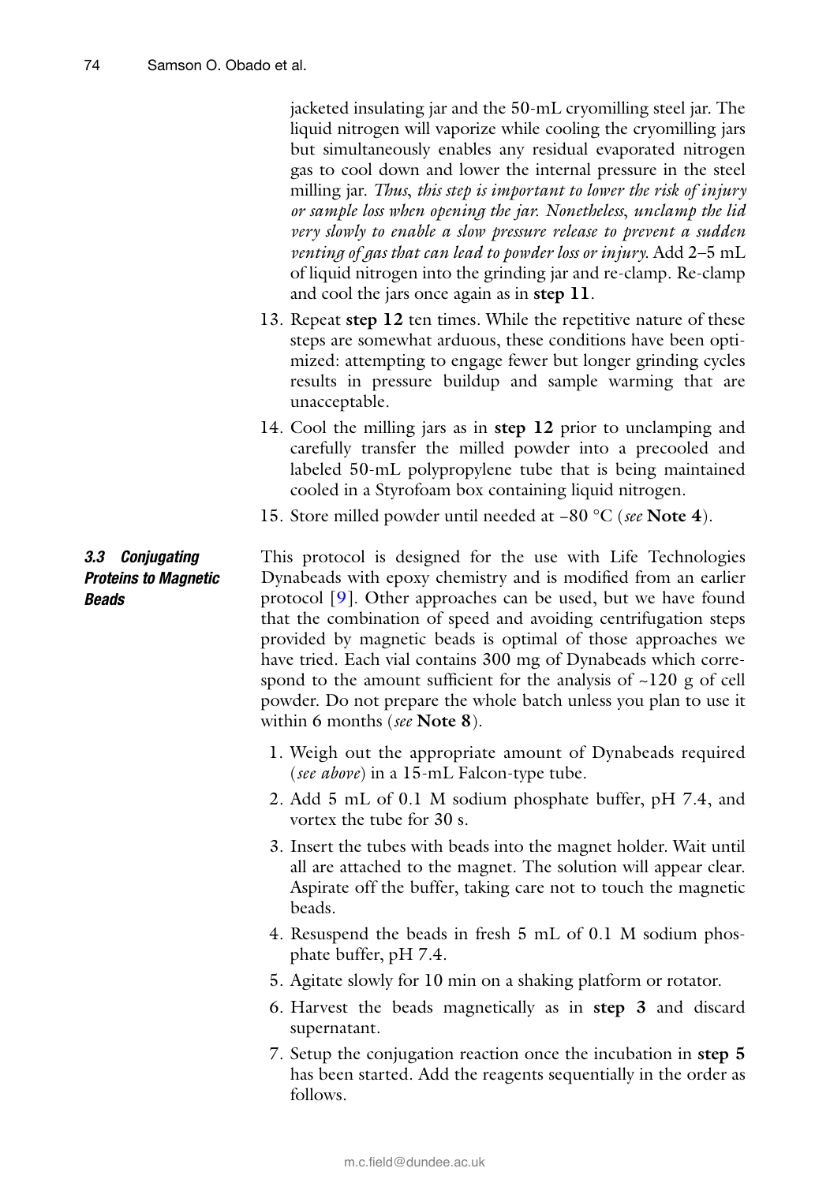jacketed insulating jar and the 50-mL cryomilling steel jar. The liquid nitrogen will vaporize while cooling the cryomilling jars but simultaneously enables any residual evaporated nitrogen gas to cool down and lower the internal pressure in the steel milling jar. *Thus, this step is important to lower the risk of injury or sample loss when opening the jar. Nonetheless, unclamp the lid very slowly to enable a slow pressure release to prevent a sudden venting of gas that can lead to powder loss or injury.* Add 2–5 mL of liquid nitrogen into the grinding jar and re-clamp. Re-clamp and cool the jars once again as in **step 11**.

13. Repeat **step 12** ten times. While the repetitive nature of these steps are somewhat arduous, these conditions have been optimized: attempting to engage fewer but longer grinding cycles results in pressure buildup and sample warming that are unacceptable.
14. Cool the milling jars as in **step 12** prior to unclamping and carefully transfer the milled powder into a precooled and labeled 50-mL polypropylene tube that is being maintained cooled in a Styrofoam box containing liquid nitrogen.
15. Store milled powder until needed at −80 °C (*see* **Note 4**).

### 3.3 Conjugating Proteins to Magnetic Beads

This protocol is designed for the use with Life Technologies Dynabeads with epoxy chemistry and is modified from an earlier protocol [9]. Other approaches can be used, but we have found that the combination of speed and avoiding centrifugation steps provided by magnetic beads is optimal of those approaches we have tried. Each vial contains 300 mg of Dynabeads which correspond to the amount sufficient for the analysis of ~120 g of cell powder. Do not prepare the whole batch unless you plan to use it within 6 months (*see* **Note 8**).

1. Weigh out the appropriate amount of Dynabeads required (*see above*) in a 15-mL Falcon-type tube.
2. Add 5 mL of 0.1 M sodium phosphate buffer, pH 7.4, and vortex the tube for 30 s.
3. Insert the tubes with beads into the magnet holder. Wait until all are attached to the magnet. The solution will appear clear. Aspirate off the buffer, taking care not to touch the magnetic beads.
4. Resuspend the beads in fresh 5 mL of 0.1 M sodium phosphate buffer, pH 7.4.
5. Agitate slowly for 10 min on a shaking platform or rotator.
6. Harvest the beads magnetically as in **step 3** and discard supernatant.
7. Setup the conjugation reaction once the incubation in **step 5** has been started. Add the reagents sequentially in the order as follows.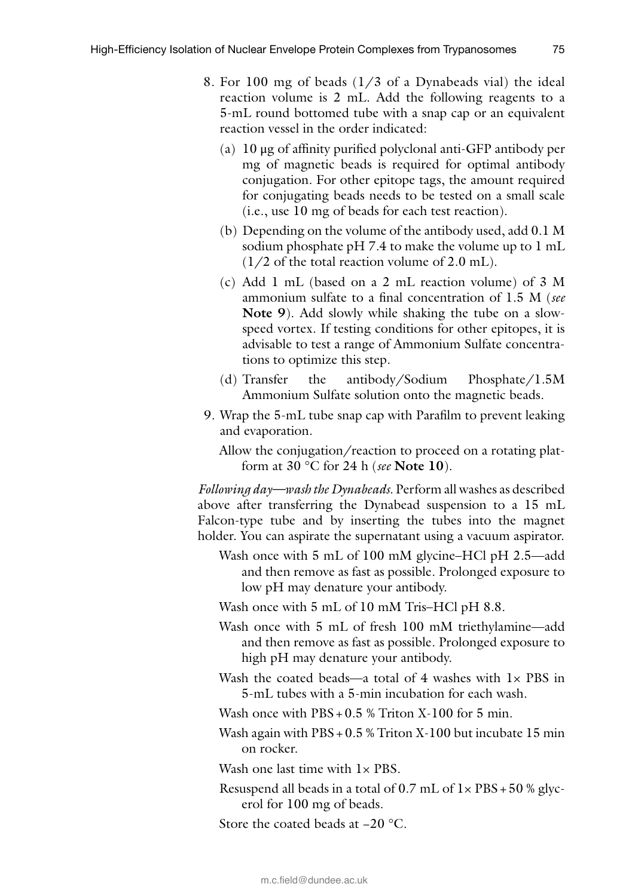8. For 100 mg of beads (1/3 of a Dynabeads vial) the ideal reaction volume is 2 mL. Add the following reagents to a 5-mL round bottomed tube with a snap cap or an equivalent reaction vessel in the order indicated:
   (a) 10 μg of affinity purified polyclonal anti-GFP antibody per mg of magnetic beads is required for optimal antibody conjugation. For other epitope tags, the amount required for conjugating beads needs to be tested on a small scale (i.e., use 10 mg of beads for each test reaction).
   (b) Depending on the volume of the antibody used, add 0.1 M sodium phosphate pH 7.4 to make the volume up to 1 mL (1/2 of the total reaction volume of 2.0 mL).
   (c) Add 1 mL (based on a 2 mL reaction volume) of 3 M ammonium sulfate to a final concentration of 1.5 M (*see* **Note 9**). Add slowly while shaking the tube on a slow-speed vortex. If testing conditions for other epitopes, it is advisable to test a range of Ammonium Sulfate concentrations to optimize this step.
   (d) Transfer the antibody/Sodium Phosphate/1.5M Ammonium Sulfate solution onto the magnetic beads.
9. Wrap the 5-mL tube snap cap with Parafilm to prevent leaking and evaporation.

   Allow the conjugation/reaction to proceed on a rotating platform at 30 °C for 24 h (*see* **Note 10**).

*Following day—wash the Dynabeads*. Perform all washes as described above after transferring the Dynabead suspension to a 15 mL Falcon-type tube and by inserting the tubes into the magnet holder. You can aspirate the supernatant using a vacuum aspirator.

Wash once with 5 mL of 100 mM glycine–HCl pH 2.5—add and then remove as fast as possible. Prolonged exposure to low pH may denature your antibody.

Wash once with 5 mL of 10 mM Tris–HCl pH 8.8.

Wash once with 5 mL of fresh 100 mM triethylamine—add and then remove as fast as possible. Prolonged exposure to high pH may denature your antibody.

Wash the coated beads—a total of 4 washes with 1× PBS in 5-mL tubes with a 5-min incubation for each wash.

Wash once with PBS + 0.5 % Triton X-100 for 5 min.

Wash again with PBS + 0.5 % Triton X-100 but incubate 15 min on rocker.

Wash one last time with 1× PBS.

Resuspend all beads in a total of 0.7 mL of 1× PBS + 50 % glycerol for 100 mg of beads.

Store the coated beads at −20 °C.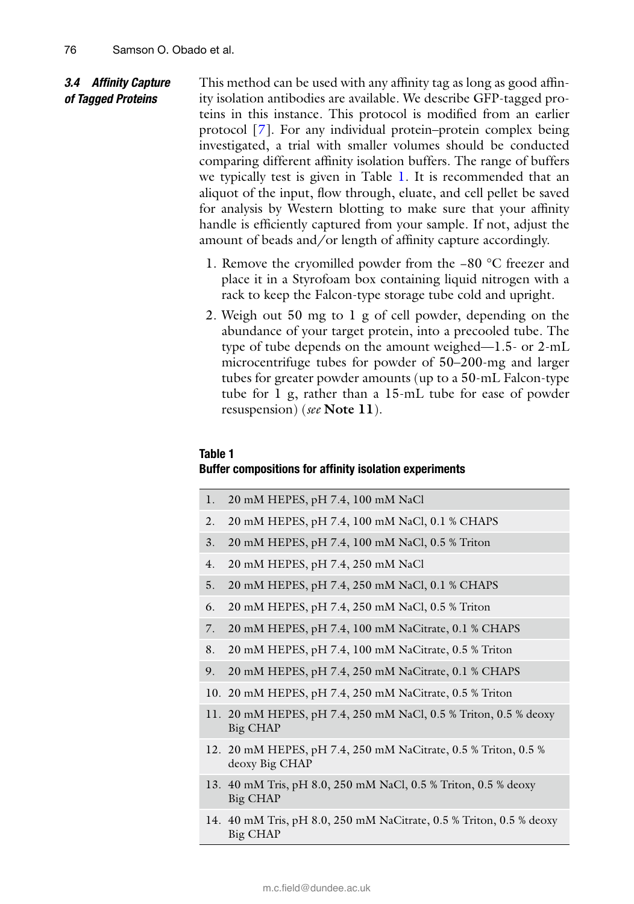### 3.4 Affinity Capture of Tagged Proteins

This method can be used with any affinity tag as long as good affinity isolation antibodies are available. We describe GFP-tagged proteins in this instance. This protocol is modified from an earlier protocol [7]. For any individual protein–protein complex being investigated, a trial with smaller volumes should be conducted comparing different affinity isolation buffers. The range of buffers we typically test is given in Table 1. It is recommended that an aliquot of the input, flow through, eluate, and cell pellet be saved for analysis by Western blotting to make sure that your affinity handle is efficiently captured from your sample. If not, adjust the amount of beads and/or length of affinity capture accordingly.

1. Remove the cryomilled powder from the −80 °C freezer and place it in a Styrofoam box containing liquid nitrogen with a rack to keep the Falcon-type storage tube cold and upright.
2. Weigh out 50 mg to 1 g of cell powder, depending on the abundance of your target protein, into a precooled tube. The type of tube depends on the amount weighed—1.5- or 2-mL microcentrifuge tubes for powder of 50–200-mg and larger tubes for greater powder amounts (up to a 50-mL Falcon-type tube for 1 g, rather than a 15-mL tube for ease of powder resuspension) (*see* **Note 11**).

**Table 1**
**Buffer compositions for affinity isolation experiments**

| | |
|---|---|
| 1. | 20 mM HEPES, pH 7.4, 100 mM NaCl |
| 2. | 20 mM HEPES, pH 7.4, 100 mM NaCl, 0.1 % CHAPS |
| 3. | 20 mM HEPES, pH 7.4, 100 mM NaCl, 0.5 % Triton |
| 4. | 20 mM HEPES, pH 7.4, 250 mM NaCl |
| 5. | 20 mM HEPES, pH 7.4, 250 mM NaCl, 0.1 % CHAPS |
| 6. | 20 mM HEPES, pH 7.4, 250 mM NaCl, 0.5 % Triton |
| 7. | 20 mM HEPES, pH 7.4, 100 mM NaCitrate, 0.1 % CHAPS |
| 8. | 20 mM HEPES, pH 7.4, 100 mM NaCitrate, 0.5 % Triton |
| 9. | 20 mM HEPES, pH 7.4, 250 mM NaCitrate, 0.1 % CHAPS |
| 10. | 20 mM HEPES, pH 7.4, 250 mM NaCitrate, 0.5 % Triton |
| 11. | 20 mM HEPES, pH 7.4, 250 mM NaCl, 0.5 % Triton, 0.5 % deoxy Big CHAP |
| 12. | 20 mM HEPES, pH 7.4, 250 mM NaCitrate, 0.5 % Triton, 0.5 % deoxy Big CHAP |
| 13. | 40 mM Tris, pH 8.0, 250 mM NaCl, 0.5 % Triton, 0.5 % deoxy Big CHAP |
| 14. | 40 mM Tris, pH 8.0, 250 mM NaCitrate, 0.5 % Triton, 0.5 % deoxy Big CHAP |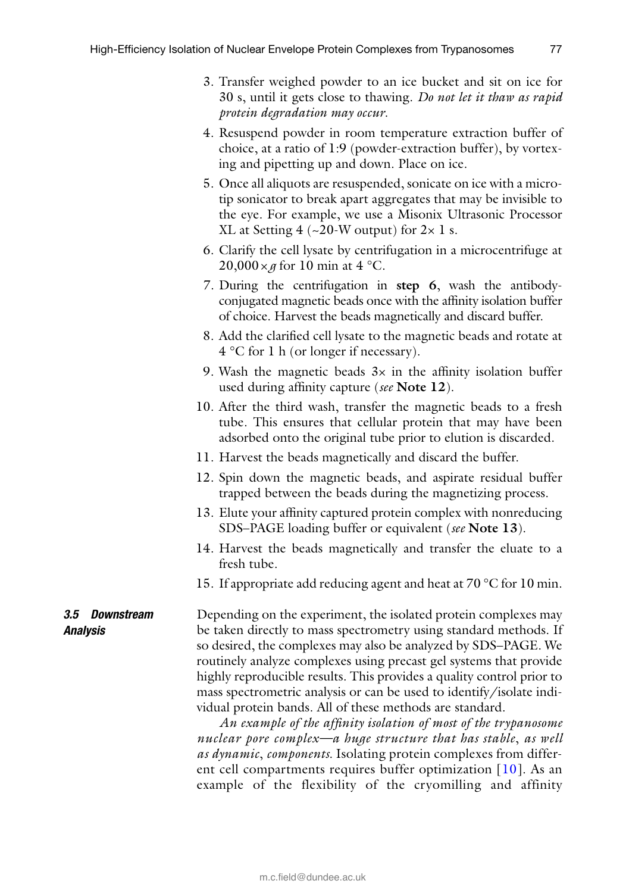3. Transfer weighed powder to an ice bucket and sit on ice for 30 s, until it gets close to thawing. *Do not let it thaw as rapid protein degradation may occur.*
4. Resuspend powder in room temperature extraction buffer of choice, at a ratio of 1:9 (powder-extraction buffer), by vortexing and pipetting up and down. Place on ice.
5. Once all aliquots are resuspended, sonicate on ice with a microtip sonicator to break apart aggregates that may be invisible to the eye. For example, we use a Misonix Ultrasonic Processor XL at Setting 4 (~20-W output) for 2× 1 s.
6. Clarify the cell lysate by centrifugation in a microcentrifuge at 20,000 × *g* for 10 min at 4 °C.
7. During the centrifugation in **step 6**, wash the antibody-conjugated magnetic beads once with the affinity isolation buffer of choice. Harvest the beads magnetically and discard buffer.
8. Add the clarified cell lysate to the magnetic beads and rotate at 4 °C for 1 h (or longer if necessary).
9. Wash the magnetic beads 3× in the affinity isolation buffer used during affinity capture (*see* **Note 12**).
10. After the third wash, transfer the magnetic beads to a fresh tube. This ensures that cellular protein that may have been adsorbed onto the original tube prior to elution is discarded.
11. Harvest the beads magnetically and discard the buffer.
12. Spin down the magnetic beads, and aspirate residual buffer trapped between the beads during the magnetizing process.
13. Elute your affinity captured protein complex with nonreducing SDS–PAGE loading buffer or equivalent (*see* **Note 13**).
14. Harvest the beads magnetically and transfer the eluate to a fresh tube.
15. If appropriate add reducing agent and heat at 70 °C for 10 min.

### 3.5 Downstream Analysis

Depending on the experiment, the isolated protein complexes may be taken directly to mass spectrometry using standard methods. If so desired, the complexes may also be analyzed by SDS–PAGE. We routinely analyze complexes using precast gel systems that provide highly reproducible results. This provides a quality control prior to mass spectrometric analysis or can be used to identify/isolate individual protein bands. All of these methods are standard.

*An example of the affinity isolation of most of the trypanosome nuclear pore complex—a huge structure that has stable, as well as dynamic, components.* Isolating protein complexes from different cell compartments requires buffer optimization [10]. As an example of the flexibility of the cryomilling and affinity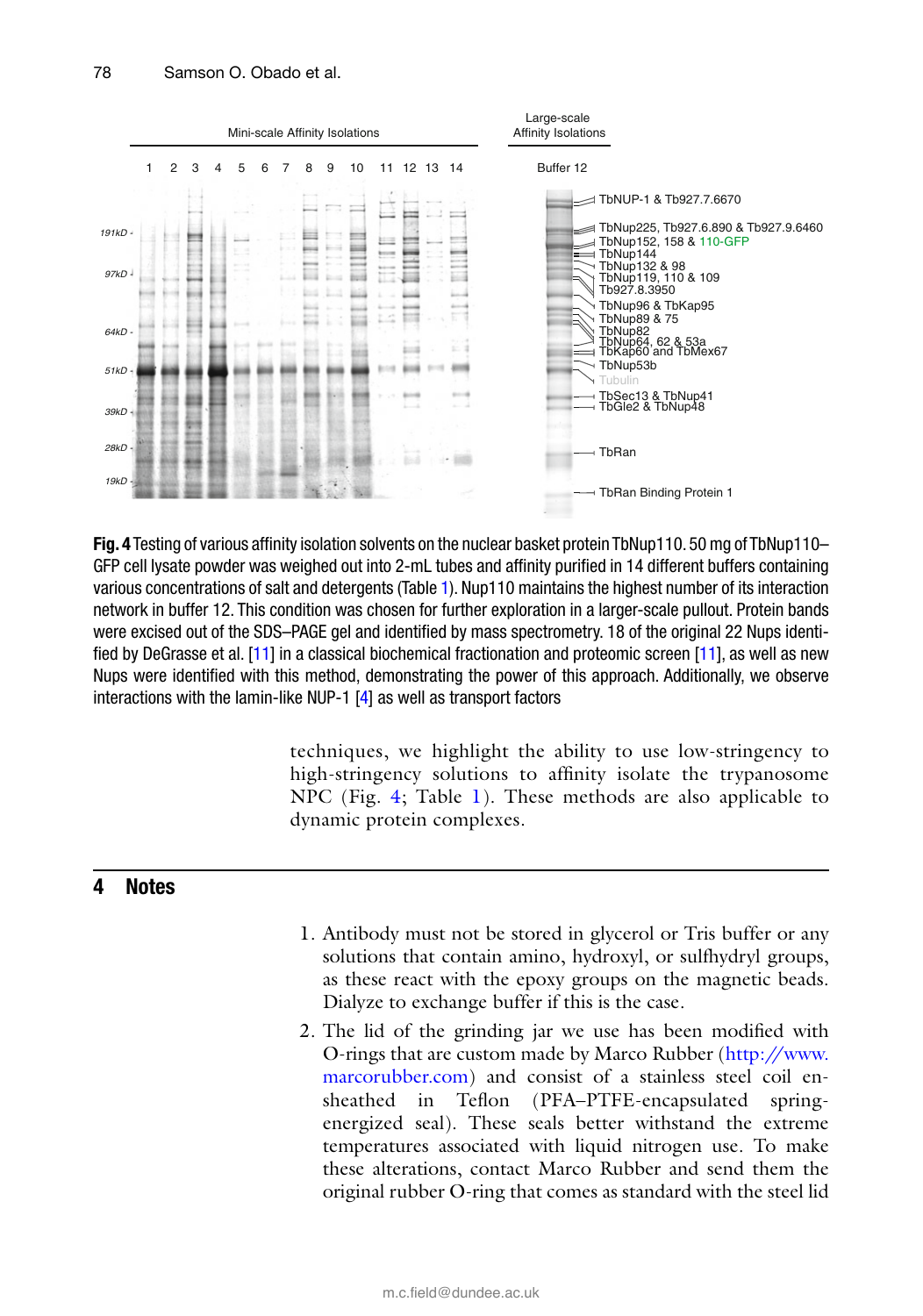**Fig. 4** Testing of various affinity isolation solvents on the nuclear basket protein TbNup110. 50 mg of TbNup110–GFP cell lysate powder was weighed out into 2-mL tubes and affinity purified in 14 different buffers containing various concentrations of salt and detergents (Table 1). Nup110 maintains the highest number of its interaction network in buffer 12. This condition was chosen for further exploration in a larger-scale pullout. Protein bands were excised out of the SDS–PAGE gel and identified by mass spectrometry. 18 of the original 22 Nups identified by DeGrasse et al. [11] in a classical biochemical fractionation and proteomic screen [11], as well as new Nups were identified with this method, demonstrating the power of this approach. Additionally, we observe interactions with the lamin-like NUP-1 [4] as well as transport factors

techniques, we highlight the ability to use low-stringency to high-stringency solutions to affinity isolate the trypanosome NPC (Fig. 4; Table 1). These methods are also applicable to dynamic protein complexes.

## 4 Notes

1. Antibody must not be stored in glycerol or Tris buffer or any solutions that contain amino, hydroxyl, or sulfhydryl groups, as these react with the epoxy groups on the magnetic beads. Dialyze to exchange buffer if this is the case.
2. The lid of the grinding jar we use has been modified with O-rings that are custom made by Marco Rubber (http://www.marcorubber.com) and consist of a stainless steel coil ensheathed in Teflon (PFA–PTFE-encapsulated spring-energized seal). These seals better withstand the extreme temperatures associated with liquid nitrogen use. To make these alterations, contact Marco Rubber and send them the original rubber O-ring that comes as standard with the steel lid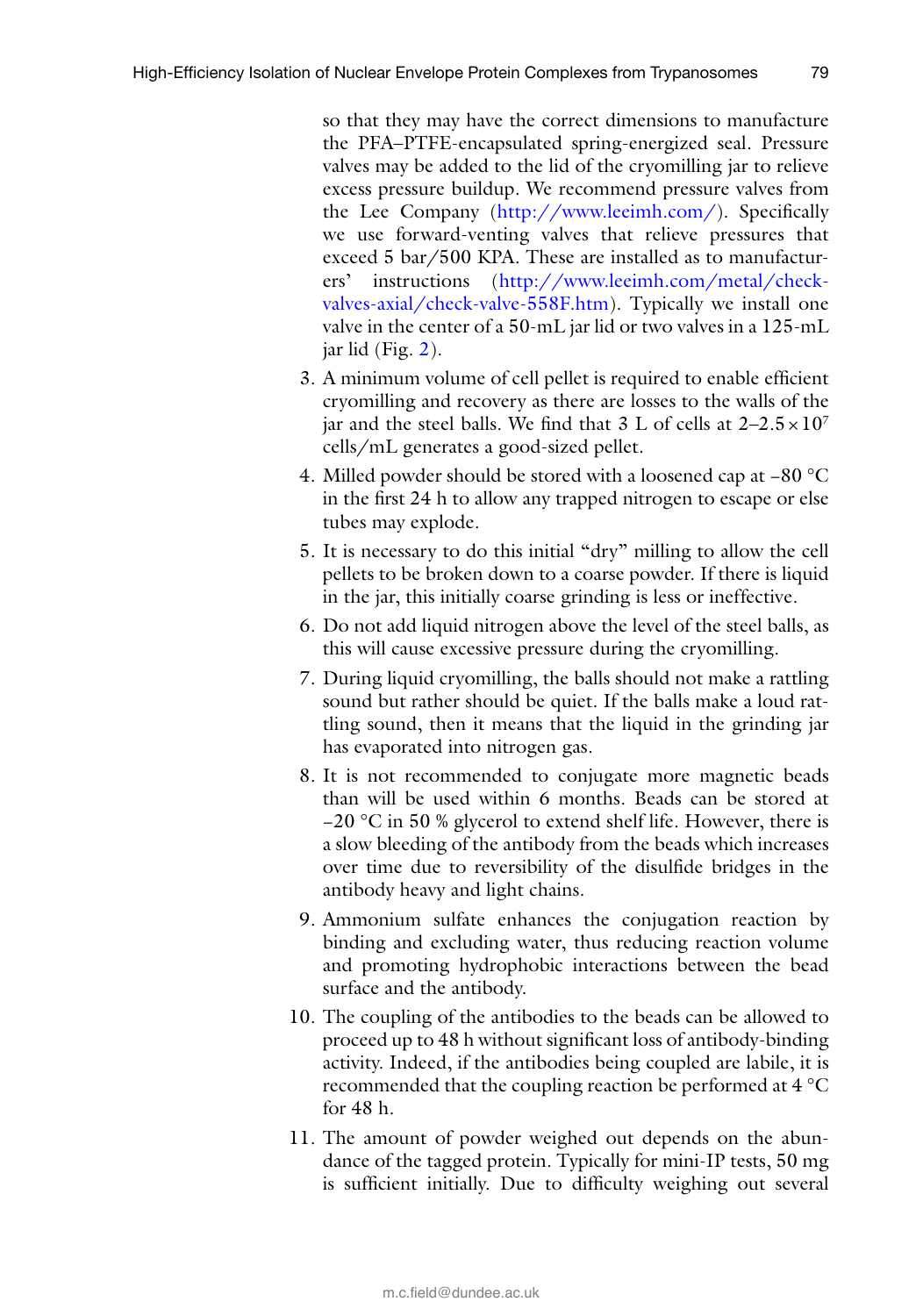so that they may have the correct dimensions to manufacture the PFA–PTFE-encapsulated spring-energized seal. Pressure valves may be added to the lid of the cryomilling jar to relieve excess pressure buildup. We recommend pressure valves from the Lee Company (http://www.leeimh.com/). Specifically we use forward-venting valves that relieve pressures that exceed 5 bar/500 KPA. These are installed as to manufacturers' instructions (http://www.leeimh.com/metal/check-valves-axial/check-valve-558F.htm). Typically we install one valve in the center of a 50-mL jar lid or two valves in a 125-mL jar lid (Fig. 2).

3. A minimum volume of cell pellet is required to enable efficient cryomilling and recovery as there are losses to the walls of the jar and the steel balls. We find that 3 L of cells at $2–2.5 \times 10^7$ cells/mL generates a good-sized pellet.
4. Milled powder should be stored with a loosened cap at −80 °C in the first 24 h to allow any trapped nitrogen to escape or else tubes may explode.
5. It is necessary to do this initial "dry" milling to allow the cell pellets to be broken down to a coarse powder. If there is liquid in the jar, this initially coarse grinding is less or ineffective.
6. Do not add liquid nitrogen above the level of the steel balls, as this will cause excessive pressure during the cryomilling.
7. During liquid cryomilling, the balls should not make a rattling sound but rather should be quiet. If the balls make a loud rattling sound, then it means that the liquid in the grinding jar has evaporated into nitrogen gas.
8. It is not recommended to conjugate more magnetic beads than will be used within 6 months. Beads can be stored at −20 °C in 50 % glycerol to extend shelf life. However, there is a slow bleeding of the antibody from the beads which increases over time due to reversibility of the disulfide bridges in the antibody heavy and light chains.
9. Ammonium sulfate enhances the conjugation reaction by binding and excluding water, thus reducing reaction volume and promoting hydrophobic interactions between the bead surface and the antibody.
10. The coupling of the antibodies to the beads can be allowed to proceed up to 48 h without significant loss of antibody-binding activity. Indeed, if the antibodies being coupled are labile, it is recommended that the coupling reaction be performed at 4 °C for 48 h.
11. The amount of powder weighed out depends on the abundance of the tagged protein. Typically for mini-IP tests, 50 mg is sufficient initially. Due to difficulty weighing out several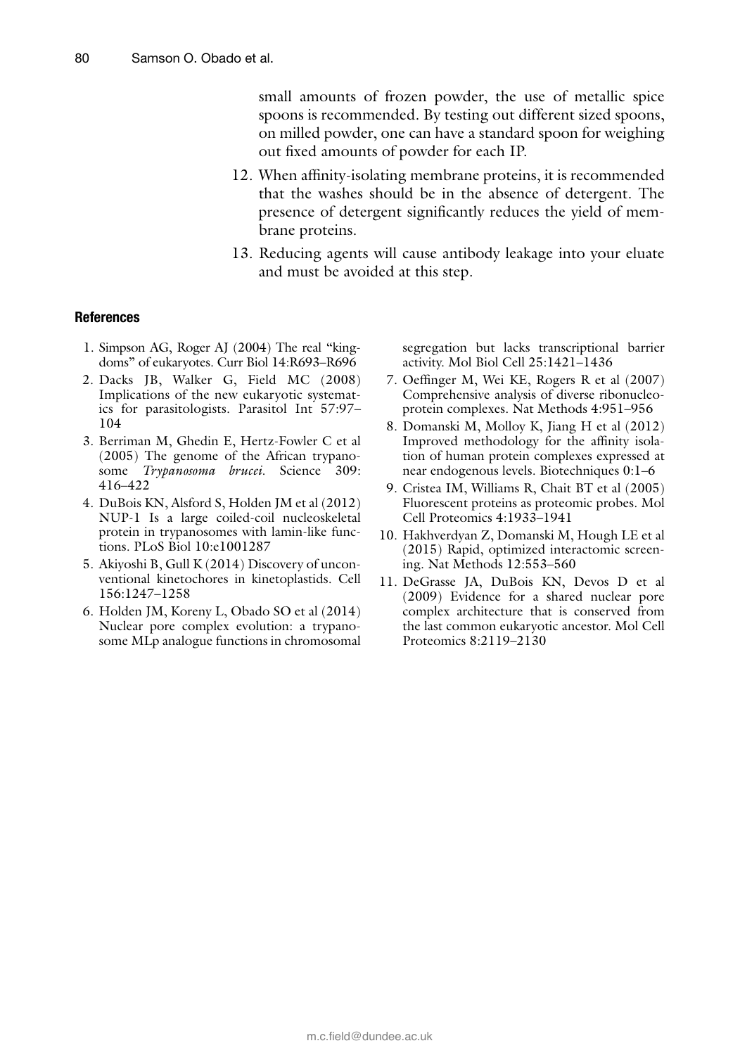small amounts of frozen powder, the use of metallic spice spoons is recommended. By testing out different sized spoons, on milled powder, one can have a standard spoon for weighing out fixed amounts of powder for each IP.

12. When affinity-isolating membrane proteins, it is recommended that the washes should be in the absence of detergent. The presence of detergent significantly reduces the yield of membrane proteins.
13. Reducing agents will cause antibody leakage into your eluate and must be avoided at this step.

## References

1. Simpson AG, Roger AJ (2004) The real "kingdoms" of eukaryotes. Curr Biol 14:R693–R696
2. Dacks JB, Walker G, Field MC (2008) Implications of the new eukaryotic systematics for parasitologists. Parasitol Int 57:97–104
3. Berriman M, Ghedin E, Hertz-Fowler C et al (2005) The genome of the African trypanosome *Trypanosoma brucei*. Science 309: 416–422
4. DuBois KN, Alsford S, Holden JM et al (2012) NUP-1 Is a large coiled-coil nucleoskeletal protein in trypanosomes with lamin-like functions. PLoS Biol 10:e1001287
5. Akiyoshi B, Gull K (2014) Discovery of unconventional kinetochores in kinetoplastids. Cell 156:1247–1258
6. Holden JM, Koreny L, Obado SO et al (2014) Nuclear pore complex evolution: a trypanosome MLp analogue functions in chromosomal segregation but lacks transcriptional barrier activity. Mol Biol Cell 25:1421–1436
7. Oeffinger M, Wei KE, Rogers R et al (2007) Comprehensive analysis of diverse ribonucleoprotein complexes. Nat Methods 4:951–956
8. Domanski M, Molloy K, Jiang H et al (2012) Improved methodology for the affinity isolation of human protein complexes expressed at near endogenous levels. Biotechniques 0:1–6
9. Cristea IM, Williams R, Chait BT et al (2005) Fluorescent proteins as proteomic probes. Mol Cell Proteomics 4:1933–1941
10. Hakhverdyan Z, Domanski M, Hough LE et al (2015) Rapid, optimized interactomic screening. Nat Methods 12:553–560
11. DeGrasse JA, DuBois KN, Devos D et al (2009) Evidence for a shared nuclear pore complex architecture that is conserved from the last common eukaryotic ancestor. Mol Cell Proteomics 8:2119–2130